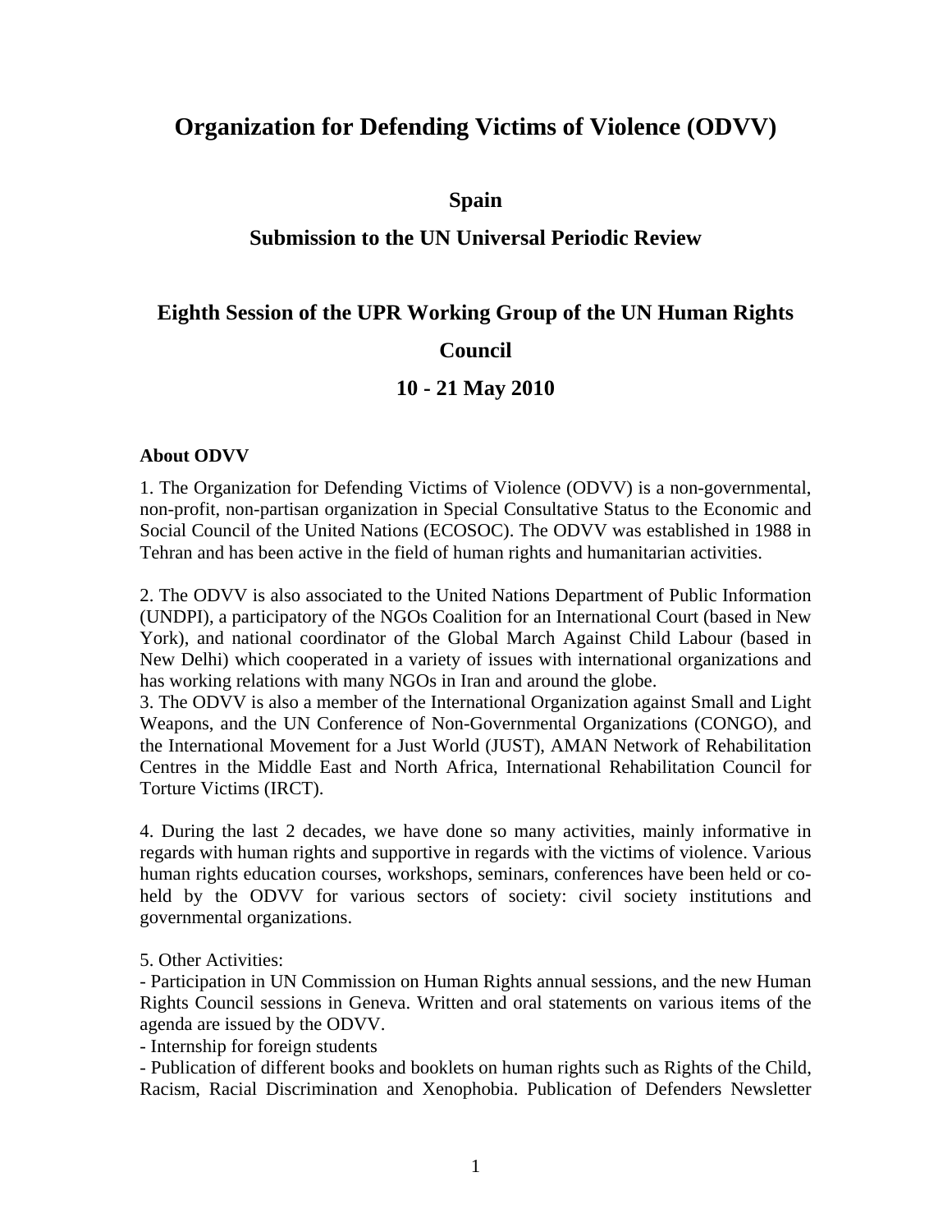# Organization for Defending Victims of Violence (ODVV)

## Spain

## Submission to the UN Universal Periodic Review

## Eighth Session of the UPR Working Group of the UN Human Rights Council

## 10 - 21 May 2010

**About ODVV**

1. The Organization for Defending Victims of Violence (ODVV) is a non-governmental, non-profit, non-partisan organization in Special Consultative Status to the Economic and Social Council of the United Nations (ECOSOC). The ODVV was established in 1988 in Tehran and has been active in the field of human rights and humanitarian activities.

2. The ODVV is also associated to the United Nations Department of Public Information (UNDPI), a participatory of the NGOs Coalition for an International Court (based in New York), and national coordinator of the Global March Against Child Labour (based in New Delhi) which cooperated in a variety of issues with international organizations and has working relations with many NGOs in Iran and around the globe.

3. The ODVV is also a member of the International Organization against Small and Light Weapons, and the UN Conference of Non-Governmental Organizations (CONGO), and the International Movement for a Just World (JUST), AMAN Network of Rehabilitation Centres in the Middle East and North Africa, International Rehabilitation Council for Torture Victims (IRCT).

4. During the last 2 decades, we have done so many activities, mainly informative in regards with human rights and supportive in regards with the victims of violence. Various human rights education courses, workshops, seminars, conferences have been held or co-held by the ODVV for various sectors of society: civil society institutions and governmental organizations.

5. Other Activities:

- Participation in UN Commission on Human Rights annual sessions, and the new Human Rights Council sessions in Geneva. Written and oral statements on various items of the agenda are issued by the ODVV.
- Internship for foreign students
- Publication of different books and booklets on human rights such as Rights of the Child, Racism, Racial Discrimination and Xenophobia. Publication of Defenders Newsletter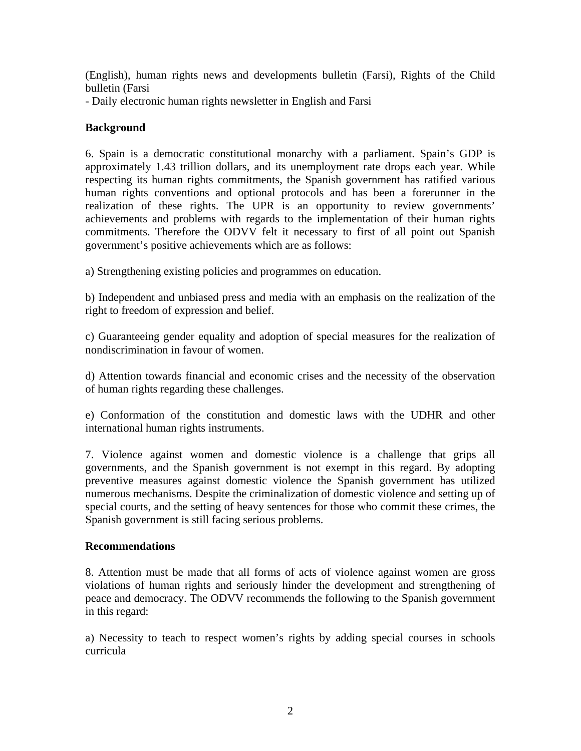(English), human rights news and developments bulletin (Farsi), Rights of the Child bulletin (Farsi
- Daily electronic human rights newsletter in English and Farsi

**Background**

6. Spain is a democratic constitutional monarchy with a parliament. Spain's GDP is approximately 1.43 trillion dollars, and its unemployment rate drops each year. While respecting its human rights commitments, the Spanish government has ratified various human rights conventions and optional protocols and has been a forerunner in the realization of these rights. The UPR is an opportunity to review governments' achievements and problems with regards to the implementation of their human rights commitments. Therefore the ODVV felt it necessary to first of all point out Spanish government's positive achievements which are as follows:

a) Strengthening existing policies and programmes on education.

b) Independent and unbiased press and media with an emphasis on the realization of the right to freedom of expression and belief.

c) Guaranteeing gender equality and adoption of special measures for the realization of nondiscrimination in favour of women.

d) Attention towards financial and economic crises and the necessity of the observation of human rights regarding these challenges.

e) Conformation of the constitution and domestic laws with the UDHR and other international human rights instruments.

7. Violence against women and domestic violence is a challenge that grips all governments, and the Spanish government is not exempt in this regard. By adopting preventive measures against domestic violence the Spanish government has utilized numerous mechanisms. Despite the criminalization of domestic violence and setting up of special courts, and the setting of heavy sentences for those who commit these crimes, the Spanish government is still facing serious problems.

**Recommendations**

8. Attention must be made that all forms of acts of violence against women are gross violations of human rights and seriously hinder the development and strengthening of peace and democracy. The ODVV recommends the following to the Spanish government in this regard:

a) Necessity to teach to respect women's rights by adding special courses in schools curricula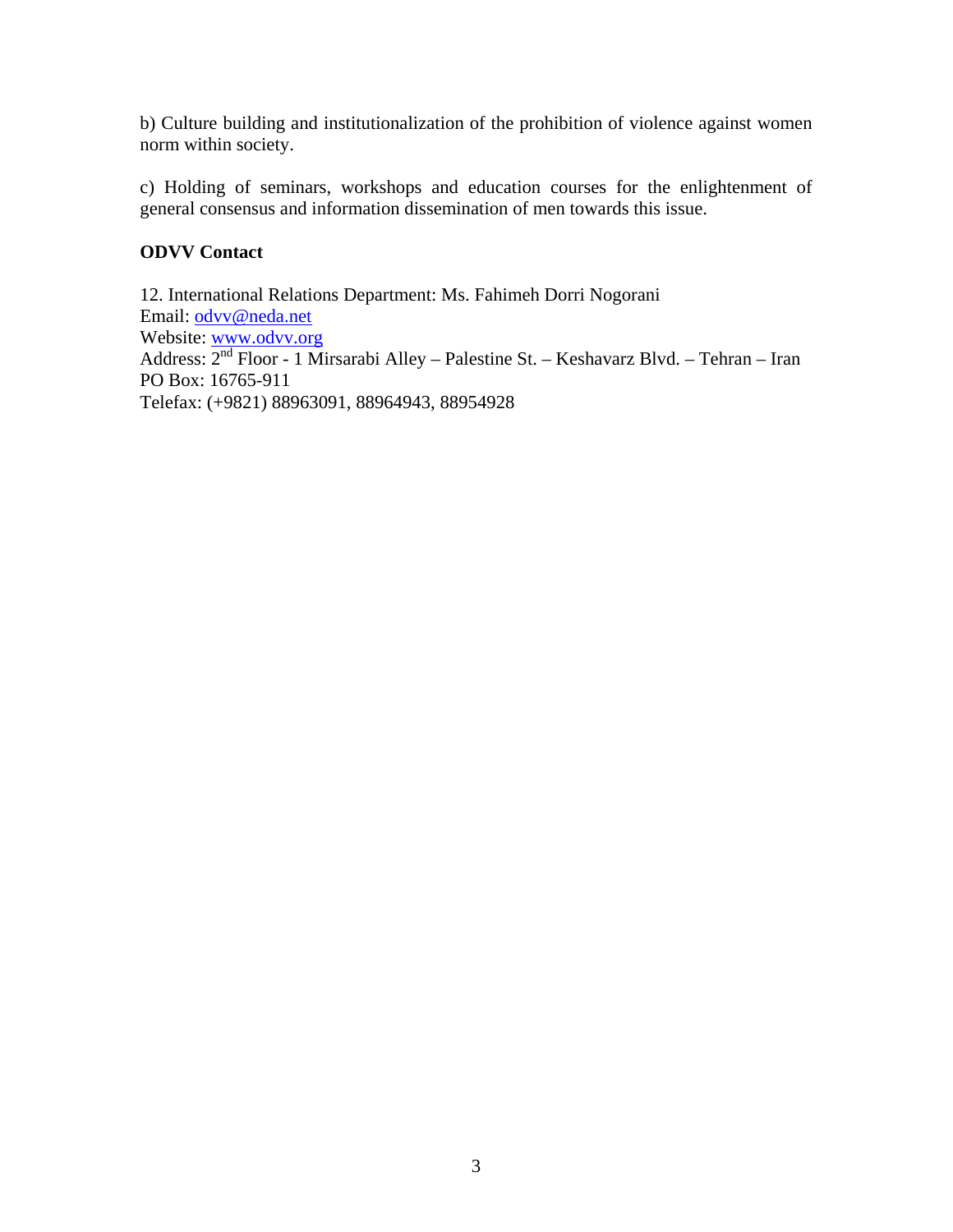b) Culture building and institutionalization of the prohibition of violence against women norm within society.

c) Holding of seminars, workshops and education courses for the enlightenment of general consensus and information dissemination of men towards this issue.

**ODVV Contact**

12. International Relations Department: Ms. Fahimeh Dorri Nogorani
Email: odvv@neda.net
Website: www.odvv.org
Address: 2nd Floor - 1 Mirsarabi Alley – Palestine St. – Keshavarz Blvd. – Tehran – Iran
PO Box: 16765-911
Telefax: (+9821) 88963091, 88964943, 88954928